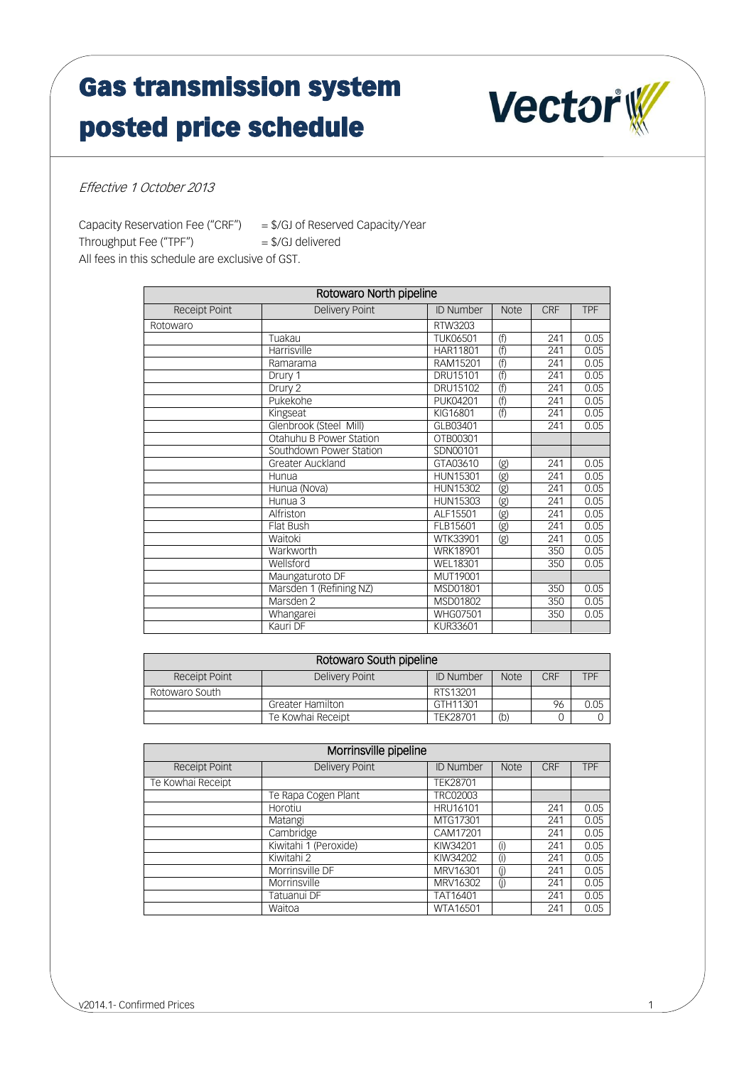# Gas transmission system posted price schedule

*Effective 1 October 2013*

Capacity Reservation Fee ("CRF") = $/GJ of Reserved Capacity/Year
Throughput Fee ("TPF") = $/GJ delivered
All fees in this schedule are exclusive of GST.

| Rotowaro North pipeline | | | | | |
|---|---|---|---|---|---|
| Receipt Point | Delivery Point | ID Number | Note | CRF | TPF |
| Rotowaro | | RTW3203 | | | |
| | Tuakau | TUK06501 | (f) | 241 | 0.05 |
| | Harrisville | HAR11801 | (f) | 241 | 0.05 |
| | Ramarama | RAM15201 | (f) | 241 | 0.05 |
| | Drury 1 | DRU15101 | (f) | 241 | 0.05 |
| | Drury 2 | DRU15102 | (f) | 241 | 0.05 |
| | Pukekohe | PUK04201 | (f) | 241 | 0.05 |
| | Kingseat | KIG16801 | (f) | 241 | 0.05 |
| | Glenbrook (Steel Mill) | GLB03401 | | 241 | 0.05 |
| | Otahuhu B Power Station | OTB00301 | | | |
| | Southdown Power Station | SDN00101 | | | |
| | Greater Auckland | GTA03610 | (g) | 241 | 0.05 |
| | Hunua | HUN15301 | (g) | 241 | 0.05 |
| | Hunua (Nova) | HUN15302 | (g) | 241 | 0.05 |
| | Hunua 3 | HUN15303 | (g) | 241 | 0.05 |
| | Alfriston | ALF15501 | (g) | 241 | 0.05 |
| | Flat Bush | FLB15601 | (g) | 241 | 0.05 |
| | Waitoki | WTK33901 | (g) | 241 | 0.05 |
| | Warkworth | WRK18901 | | 350 | 0.05 |
| | Wellsford | WEL18301 | | 350 | 0.05 |
| | Maungaturoto DF | MUT19001 | | | |
| | Marsden 1 (Refining NZ) | MSD01801 | | 350 | 0.05 |
| | Marsden 2 | MSD01802 | | 350 | 0.05 |
| | Whangarei | WHG07501 | | 350 | 0.05 |
| | Kauri DF | KUR33601 | | | |

| Rotowaro South pipeline | | | | | |
|---|---|---|---|---|---|
| Receipt Point | Delivery Point | ID Number | Note | CRF | TPF |
| Rotowaro South | | RTS13201 | | | |
| | Greater Hamilton | GTH11301 | | 96 | 0.05 |
| | Te Kowhai Receipt | TEK28701 | (b) | 0 | 0 |

| Morrinsville pipeline | | | | | |
|---|---|---|---|---|---|
| Receipt Point | Delivery Point | ID Number | Note | CRF | TPF |
| Te Kowhai Receipt | | TEK28701 | | | |
| | Te Rapa Cogen Plant | TRC02003 | | | |
| | Horotiu | HRU16101 | | 241 | 0.05 |
| | Matangi | MTG17301 | | 241 | 0.05 |
| | Cambridge | CAM17201 | | 241 | 0.05 |
| | Kiwitahi 1 (Peroxide) | KIW34201 | (i) | 241 | 0.05 |
| | Kiwitahi 2 | KIW34202 | (i) | 241 | 0.05 |
| | Morrinsville DF | MRV16301 | (j) | 241 | 0.05 |
| | Morrinsville | MRV16302 | (j) | 241 | 0.05 |
| | Tatuanui DF | TAT16401 | | 241 | 0.05 |
| | Waitoa | WTA16501 | | 241 | 0.05 |

v2014.1- Confirmed Prices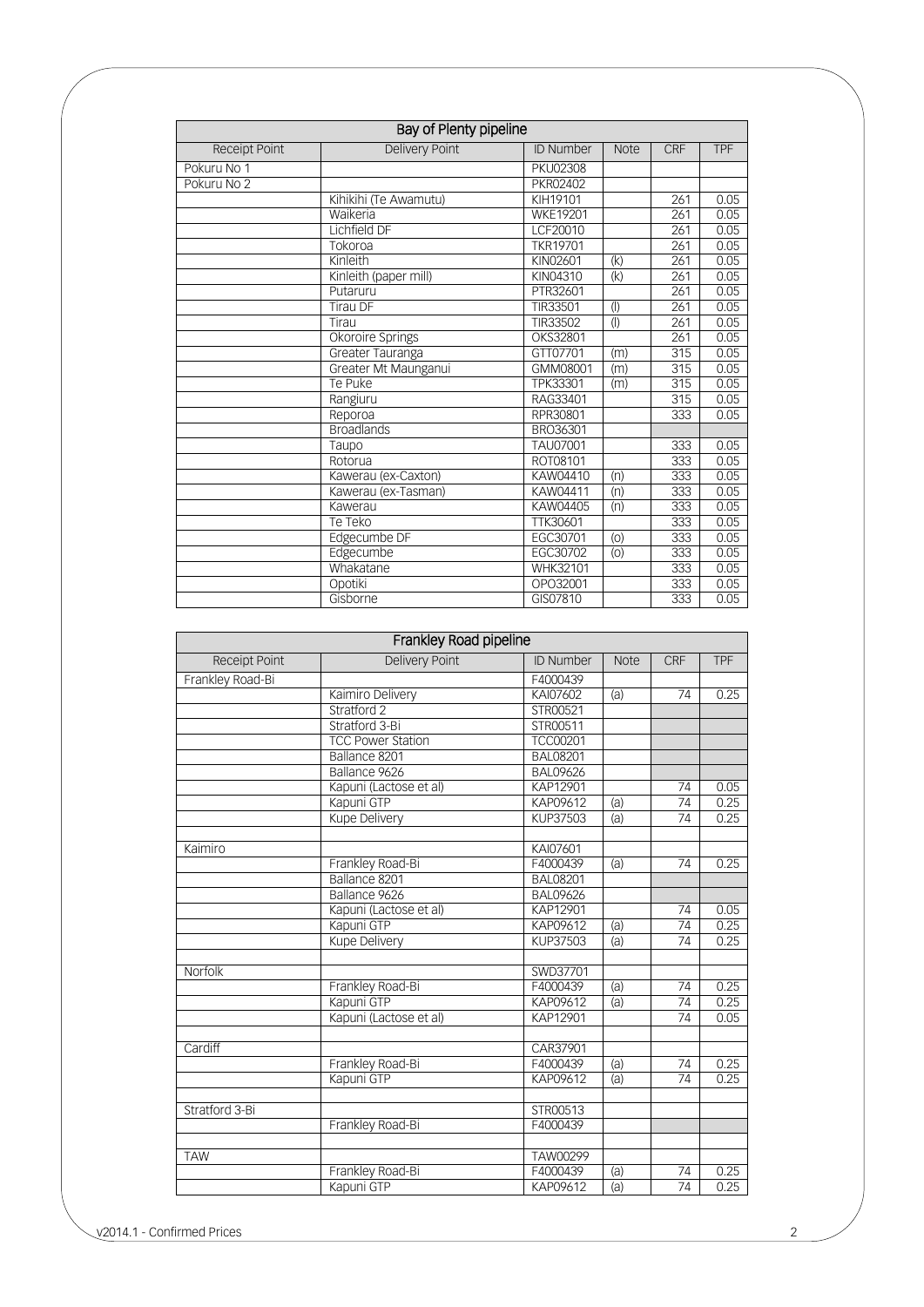| Bay of Plenty pipeline | | | | | |
|---|---|---|---|---|---|
| Receipt Point | Delivery Point | ID Number | Note | CRF | TPF |
| Pokuru No 1 | | PKU02308 | | | |
| Pokuru No 2 | | PKR02402 | | | |
| | Kihikihi (Te Awamutu) | KIH19101 | | 261 | 0.05 |
| | Waikeria | WKE19201 | | 261 | 0.05 |
| | Lichfield DF | LCF20010 | | 261 | 0.05 |
| | Tokoroa | TKR19701 | | 261 | 0.05 |
| | Kinleith | KIN02601 | (k) | 261 | 0.05 |
| | Kinleith (paper mill) | KIN04310 | (k) | 261 | 0.05 |
| | Putaruru | PTR32601 | | 261 | 0.05 |
| | Tirau DF | TIR33501 | (l) | 261 | 0.05 |
| | Tirau | TIR33502 | (l) | 261 | 0.05 |
| | Okoroire Springs | OKS32801 | | 261 | 0.05 |
| | Greater Tauranga | GTT07701 | (m) | 315 | 0.05 |
| | Greater Mt Maunganui | GMM08001 | (m) | 315 | 0.05 |
| | Te Puke | TPK33301 | (m) | 315 | 0.05 |
| | Rangiuru | RAG33401 | | 315 | 0.05 |
| | Reporoa | RPR30801 | | 333 | 0.05 |
| | Broadlands | BRO36301 | | | |
| | Taupo | TAU07001 | | 333 | 0.05 |
| | Rotorua | ROT08101 | | 333 | 0.05 |
| | Kawerau (ex-Caxton) | KAW04410 | (n) | 333 | 0.05 |
| | Kawerau (ex-Tasman) | KAW04411 | (n) | 333 | 0.05 |
| | Kawerau | KAW04405 | (n) | 333 | 0.05 |
| | Te Teko | TTK30601 | | 333 | 0.05 |
| | Edgecumbe DF | EGC30701 | (o) | 333 | 0.05 |
| | Edgecumbe | EGC30702 | (o) | 333 | 0.05 |
| | Whakatane | WHK32101 | | 333 | 0.05 |
| | Opotiki | OPO32001 | | 333 | 0.05 |
| | Gisborne | GIS07810 | | 333 | 0.05 |

| Frankley Road pipeline | | | | | |
|---|---|---|---|---|---|
| Receipt Point | Delivery Point | ID Number | Note | CRF | TPF |
| Frankley Road-Bi | | F4000439 | | | |
| | Kaimiro Delivery | KAI07602 | (a) | 74 | 0.25 |
| | Stratford 2 | STR00521 | | | |
| | Stratford 3-Bi | STR00511 | | | |
| | TCC Power Station | TCC00201 | | | |
| | Ballance 8201 | BAL08201 | | | |
| | Ballance 9626 | BAL09626 | | | |
| | Kapuni (Lactose et al) | KAP12901 | | 74 | 0.05 |
| | Kapuni GTP | KAP09612 | (a) | 74 | 0.25 |
| | Kupe Delivery | KUP37503 | (a) | 74 | 0.25 |
| | | | | | |
| Kaimiro | | KAI07601 | | | |
| | Frankley Road-Bi | F4000439 | (a) | 74 | 0.25 |
| | Ballance 8201 | BAL08201 | | | |
| | Ballance 9626 | BAL09626 | | | |
| | Kapuni (Lactose et al) | KAP12901 | | 74 | 0.05 |
| | Kapuni GTP | KAP09612 | (a) | 74 | 0.25 |
| | Kupe Delivery | KUP37503 | (a) | 74 | 0.25 |
| | | | | | |
| Norfolk | | SWD37701 | | | |
| | Frankley Road-Bi | F4000439 | (a) | 74 | 0.25 |
| | Kapuni GTP | KAP09612 | (a) | 74 | 0.25 |
| | Kapuni (Lactose et al) | KAP12901 | | 74 | 0.05 |
| | | | | | |
| Cardiff | | CAR37901 | | | |
| | Frankley Road-Bi | F4000439 | (a) | 74 | 0.25 |
| | Kapuni GTP | KAP09612 | (a) | 74 | 0.25 |
| | | | | | |
| Stratford 3-Bi | | STR00513 | | | |
| | Frankley Road-Bi | F4000439 | | | |
| | | | | | |
| TAW | | TAW00299 | | | |
| | Frankley Road-Bi | F4000439 | (a) | 74 | 0.25 |
| | Kapuni GTP | KAP09612 | (a) | 74 | 0.25 |

v2014.1 - Confirmed Prices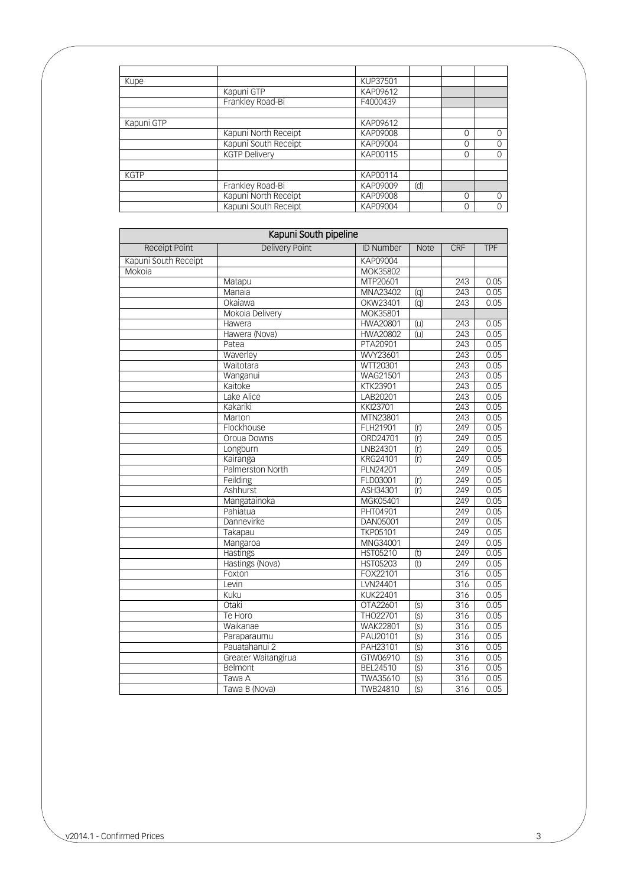| | | | | | |
|---|---|---|---|---|---|
| Kupe | | KUP37501 | | | |
| | Kapuni GTP | KAP09612 | | | |
| | Frankley Road-Bi | F4000439 | | | |
| | | | | | |
| Kapuni GTP | | KAP09612 | | | |
| | Kapuni North Receipt | KAP09008 | | 0 | 0 |
| | Kapuni South Receipt | KAP09004 | | 0 | 0 |
| | KGTP Delivery | KAP00115 | | 0 | 0 |
| | | | | | |
| KGTP | | KAP00114 | | | |
| | Frankley Road-Bi | KAP09009 | (d) | | |
| | Kapuni North Receipt | KAP09008 | | 0 | 0 |
| | Kapuni South Receipt | KAP09004 | | 0 | 0 |

| Kapuni South pipeline | | | | | |
|---|---|---|---|---|---|
| Receipt Point | Delivery Point | ID Number | Note | CRF | TPF |
| Kapuni South Receipt | | KAP09004 | | | |
| Mokoia | | MOK35802 | | | |
| | Matapu | MTP20601 | | 243 | 0.05 |
| | Manaia | MNA23402 | (q) | 243 | 0.05 |
| | Okaiawa | OKW23401 | (q) | 243 | 0.05 |
| | Mokoia Delivery | MOK35801 | | | |
| | Hawera | HWA20801 | (u) | 243 | 0.05 |
| | Hawera (Nova) | HWA20802 | (u) | 243 | 0.05 |
| | Patea | PTA20901 | | 243 | 0.05 |
| | Waverley | WVY23601 | | 243 | 0.05 |
| | Waitotara | WTT20301 | | 243 | 0.05 |
| | Wanganui | WAG21501 | | 243 | 0.05 |
| | Kaitoke | KTK23901 | | 243 | 0.05 |
| | Lake Alice | LAB20201 | | 243 | 0.05 |
| | Kakariki | KKI23701 | | 243 | 0.05 |
| | Marton | MTN23801 | | 243 | 0.05 |
| | Flockhouse | FLH21901 | (r) | 249 | 0.05 |
| | Oroua Downs | ORD24701 | (r) | 249 | 0.05 |
| | Longburn | LNB24301 | (r) | 249 | 0.05 |
| | Kairanga | KRG24101 | (r) | 249 | 0.05 |
| | Palmerston North | PLN24201 | | 249 | 0.05 |
| | Feilding | FLD03001 | (r) | 249 | 0.05 |
| | Ashhurst | ASH34301 | (r) | 249 | 0.05 |
| | Mangatainoka | MGK05401 | | 249 | 0.05 |
| | Pahiatua | PHT04901 | | 249 | 0.05 |
| | Dannevirke | DAN05001 | | 249 | 0.05 |
| | Takapau | TKP05101 | | 249 | 0.05 |
| | Mangaroa | MNG34001 | | 249 | 0.05 |
| | Hastings | HST05210 | (t) | 249 | 0.05 |
| | Hastings (Nova) | HST05203 | (t) | 249 | 0.05 |
| | Foxton | FOX22101 | | 316 | 0.05 |
| | Levin | LVN24401 | | 316 | 0.05 |
| | Kuku | KUK22401 | | 316 | 0.05 |
| | Otaki | OTA22601 | (s) | 316 | 0.05 |
| | Te Horo | THO22701 | (s) | 316 | 0.05 |
| | Waikanae | WAK22801 | (s) | 316 | 0.05 |
| | Paraparaumu | PAU20101 | (s) | 316 | 0.05 |
| | Pauatahanui 2 | PAH23101 | (s) | 316 | 0.05 |
| | Greater Waitangirua | GTW06910 | (s) | 316 | 0.05 |
| | Belmont | BEL24510 | (s) | 316 | 0.05 |
| | Tawa A | TWA35610 | (s) | 316 | 0.05 |
| | Tawa B (Nova) | TWB24810 | (s) | 316 | 0.05 |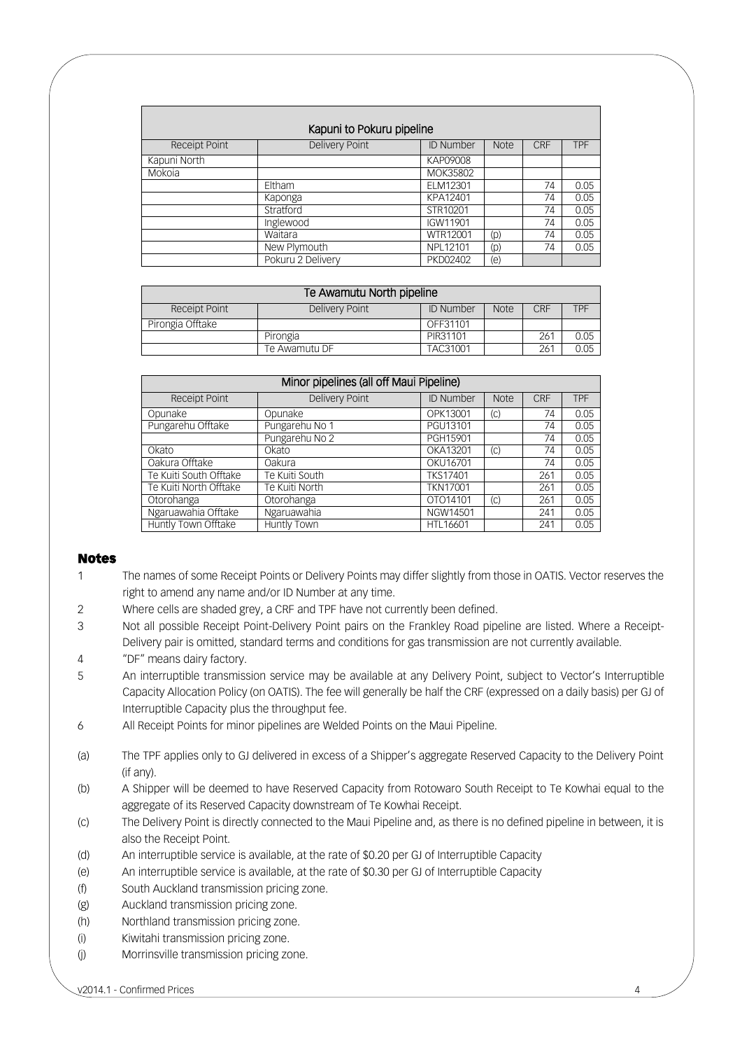| Kapuni to Pokuru pipeline | | | | | |
|---|---|---|---|---|---|
| Receipt Point | Delivery Point | ID Number | Note | CRF | TPF |
| Kapuni North | | KAP09008 | | | |
| Mokoia | | MOK35802 | | | |
| | Eltham | ELM12301 | | 74 | 0.05 |
| | Kaponga | KPA12401 | | 74 | 0.05 |
| | Stratford | STR10201 | | 74 | 0.05 |
| | Inglewood | IGW11901 | | 74 | 0.05 |
| | Waitara | WTR12001 | (p) | 74 | 0.05 |
| | New Plymouth | NPL12101 | (p) | 74 | 0.05 |
| | Pokuru 2 Delivery | PKD02402 | (e) | | |

| Te Awamutu North pipeline | | | | | |
|---|---|---|---|---|---|
| Receipt Point | Delivery Point | ID Number | Note | CRF | TPF |
| Pirongia Offtake | | OFF31101 | | | |
| | Pirongia | PIR31101 | | 261 | 0.05 |
| | Te Awamutu DF | TAC31001 | | 261 | 0.05 |

| Minor pipelines (all off Maui Pipeline) | | | | | |
|---|---|---|---|---|---|
| Receipt Point | Delivery Point | ID Number | Note | CRF | TPF |
| Opunake | Opunake | OPK13001 | (c) | 74 | 0.05 |
| Pungarehu Offtake | Pungarehu No 1 | PGU13101 | | 74 | 0.05 |
| | Pungarehu No 2 | PGH15901 | | 74 | 0.05 |
| Okato | Okato | OKA13201 | (c) | 74 | 0.05 |
| Oakura Offtake | Oakura | OKU16701 | | 74 | 0.05 |
| Te Kuiti South Offtake | Te Kuiti South | TKS17401 | | 261 | 0.05 |
| Te Kuiti North Offtake | Te Kuiti North | TKN17001 | | 261 | 0.05 |
| Otorohanga | Otorohanga | OTO14101 | (c) | 261 | 0.05 |
| Ngaruawahia Offtake | Ngaruawahia | NGW14501 | | 241 | 0.05 |
| Huntly Town Offtake | Huntly Town | HTL16601 | | 241 | 0.05 |

## Notes

1. The names of some Receipt Points or Delivery Points may differ slightly from those in OATIS. Vector reserves the right to amend any name and/or ID Number at any time.
2. Where cells are shaded grey, a CRF and TPF have not currently been defined.
3. Not all possible Receipt Point-Delivery Point pairs on the Frankley Road pipeline are listed. Where a Receipt-Delivery pair is omitted, standard terms and conditions for gas transmission are not currently available.
4. "DF" means dairy factory.
5. An interruptible transmission service may be available at any Delivery Point, subject to Vector's Interruptible Capacity Allocation Policy (on OATIS). The fee will generally be half the CRF (expressed on a daily basis) per GJ of Interruptible Capacity plus the throughput fee.
6. All Receipt Points for minor pipelines are Welded Points on the Maui Pipeline.

(a) The TPF applies only to GJ delivered in excess of a Shipper's aggregate Reserved Capacity to the Delivery Point (if any).

(b) A Shipper will be deemed to have Reserved Capacity from Rotowaro South Receipt to Te Kowhai equal to the aggregate of its Reserved Capacity downstream of Te Kowhai Receipt.

(c) The Delivery Point is directly connected to the Maui Pipeline and, as there is no defined pipeline in between, it is also the Receipt Point.

(d) An interruptible service is available, at the rate of $0.20 per GJ of Interruptible Capacity

(e) An interruptible service is available, at the rate of $0.30 per GJ of Interruptible Capacity

(f) South Auckland transmission pricing zone.

(g) Auckland transmission pricing zone.

(h) Northland transmission pricing zone.

(i) Kiwitahi transmission pricing zone.

(j) Morrinsville transmission pricing zone.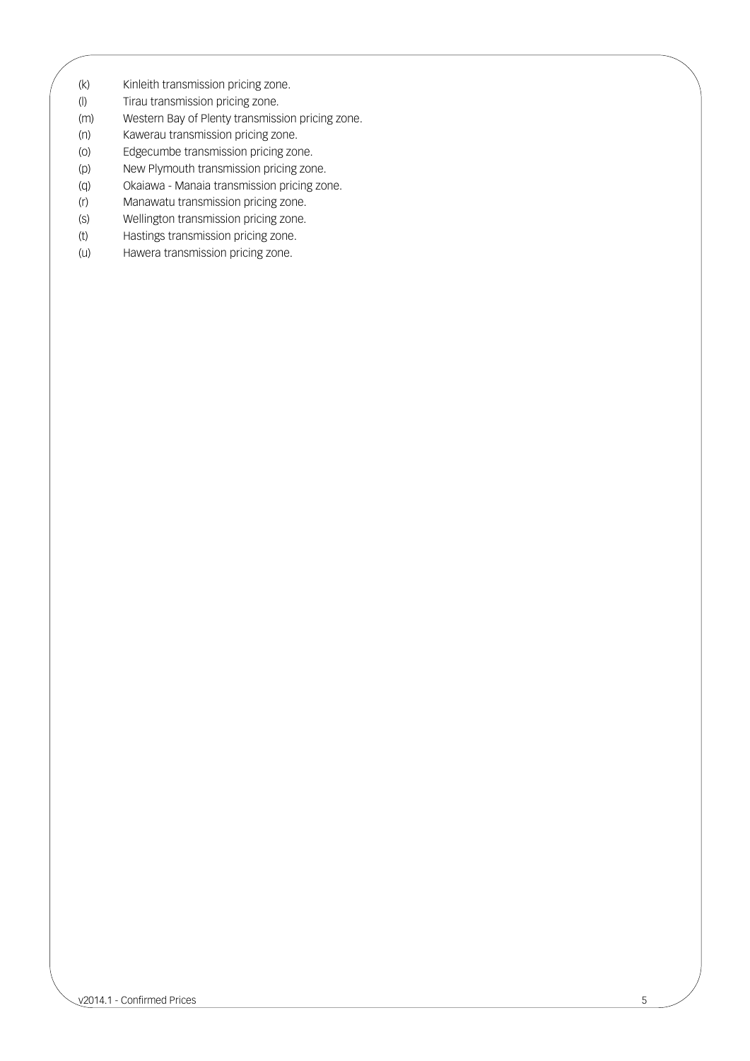(k) Kinleith transmission pricing zone.
(l) Tirau transmission pricing zone.
(m) Western Bay of Plenty transmission pricing zone.
(n) Kawerau transmission pricing zone.
(o) Edgecumbe transmission pricing zone.
(p) New Plymouth transmission pricing zone.
(q) Okaiawa - Manaia transmission pricing zone.
(r) Manawatu transmission pricing zone.
(s) Wellington transmission pricing zone.
(t) Hastings transmission pricing zone.
(u) Hawera transmission pricing zone.